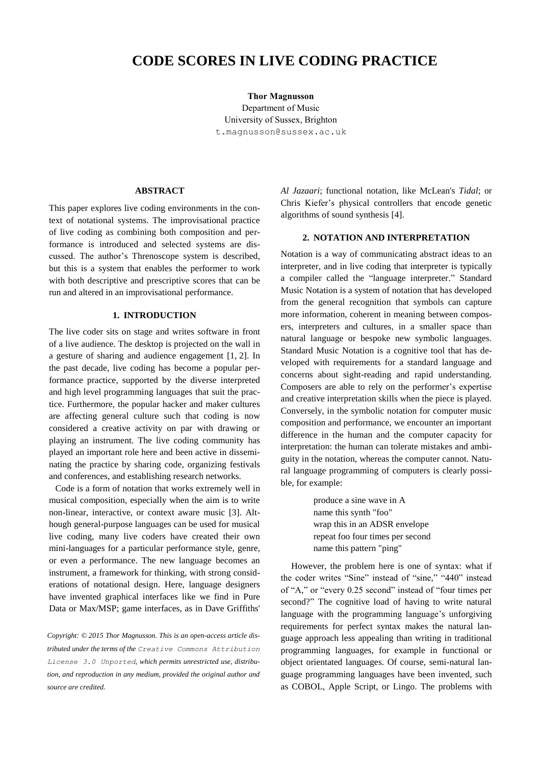# CODE SCORES IN LIVE CODING PRACTICE

**Thor Magnusson**
Department of Music
University of Sussex, Brighton
t.magnusson@sussex.ac.uk

## ABSTRACT

This paper explores live coding environments in the context of notational systems. The improvisational practice of live coding as combining both composition and performance is introduced and selected systems are discussed. The author's Threnoscope system is described, but this is a system that enables the performer to work with both descriptive and prescriptive scores that can be run and altered in an improvisational performance.

## 1. INTRODUCTION

The live coder sits on stage and writes software in front of a live audience. The desktop is projected on the wall in a gesture of sharing and audience engagement [1, 2]. In the past decade, live coding has become a popular performance practice, supported by the diverse interpreted and high level programming languages that suit the practice. Furthermore, the popular hacker and maker cultures are affecting general culture such that coding is now considered a creative activity on par with drawing or playing an instrument. The live coding community has played an important role here and been active in disseminating the practice by sharing code, organizing festivals and conferences, and establishing research networks.

Code is a form of notation that works extremely well in musical composition, especially when the aim is to write non-linear, interactive, or context aware music [3]. Although general-purpose languages can be used for musical live coding, many live coders have created their own mini-languages for a particular performance style, genre, or even a performance. The new language becomes an instrument, a framework for thinking, with strong considerations of notational design. Here, language designers have invented graphical interfaces like we find in Pure Data or Max/MSP; game interfaces, as in Dave Griffiths' *Al Jazaari*; functional notation, like McLean's *Tidal*; or Chris Kiefer's physical controllers that encode genetic algorithms of sound synthesis [4].

*Copyright: © 2015 Thor Magnusson. This is an open-access article distributed under the terms of the* Creative Commons Attribution License 3.0 Unported*, which permits unrestricted use, distribution, and reproduction in any medium, provided the original author and source are credited.*

## 2. NOTATION AND INTERPRETATION

Notation is a way of communicating abstract ideas to an interpreter, and in live coding that interpreter is typically a compiler called the "language interpreter." Standard Music Notation is a system of notation that has developed from the general recognition that symbols can capture more information, coherent in meaning between composers, interpreters and cultures, in a smaller space than natural language or bespoke new symbolic languages. Standard Music Notation is a cognitive tool that has developed with requirements for a standard language and concerns about sight-reading and rapid understanding. Composers are able to rely on the performer's expertise and creative interpretation skills when the piece is played. Conversely, in the symbolic notation for computer music composition and performance, we encounter an important difference in the human and the computer capacity for interpretation: the human can tolerate mistakes and ambiguity in the notation, whereas the computer cannot. Natural language programming of computers is clearly possible, for example:

```
produce a sine wave in A
name this synth "foo"
wrap this in an ADSR envelope
repeat foo four times per second
name this pattern "ping"
```

However, the problem here is one of syntax: what if the coder writes "Sine" instead of "sine," "440" instead of "A," or "every 0.25 second" instead of "four times per second?" The cognitive load of having to write natural language with the programming language's unforgiving requirements for perfect syntax makes the natural language approach less appealing than writing in traditional programming languages, for example in functional or object orientated languages. Of course, semi-natural language programming languages have been invented, such as COBOL, Apple Script, or Lingo. The problems with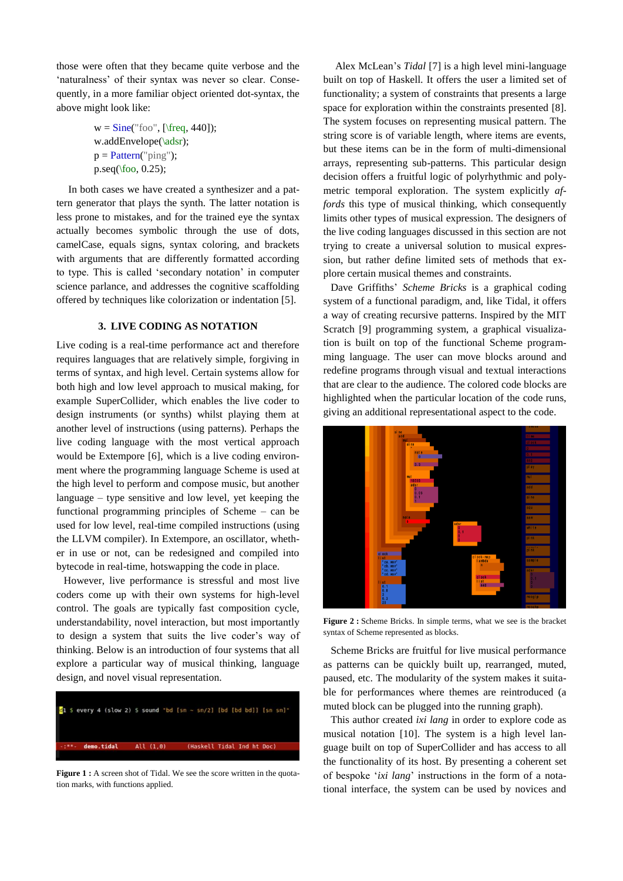those were often that they became quite verbose and the 'naturalness' of their syntax was never so clear. Consequently, in a more familiar object oriented dot-syntax, the above might look like:

```
w = Sine("foo", [\freq, 440]);
w.addEnvelope(\adsr);
p = Pattern("ping");
p.seq(\foo, 0.25);
```

In both cases we have created a synthesizer and a pattern generator that plays the synth. The latter notation is less prone to mistakes, and for the trained eye the syntax actually becomes symbolic through the use of dots, camelCase, equals signs, syntax coloring, and brackets with arguments that are differently formatted according to type. This is called 'secondary notation' in computer science parlance, and addresses the cognitive scaffolding offered by techniques like colorization or indentation [5].

## 3. LIVE CODING AS NOTATION

Live coding is a real-time performance act and therefore requires languages that are relatively simple, forgiving in terms of syntax, and high level. Certain systems allow for both high and low level approach to musical making, for example SuperCollider, which enables the live coder to design instruments (or synths) whilst playing them at another level of instructions (using patterns). Perhaps the live coding language with the most vertical approach would be Extempore [6], which is a live coding environment where the programming language Scheme is used at the high level to perform and compose music, but another language – type sensitive and low level, yet keeping the functional programming principles of Scheme – can be used for low level, real-time compiled instructions (using the LLVM compiler). In Extempore, an oscillator, whether in use or not, can be redesigned and compiled into bytecode in real-time, hotswapping the code in place.

However, live performance is stressful and most live coders come up with their own systems for high-level control. The goals are typically fast composition cycle, understandability, novel interaction, but most importantly to design a system that suits the live coder's way of thinking. Below is an introduction of four systems that all explore a particular way of musical thinking, language design, and novel visual representation.

```
d1 $ every 4 (slow 2) $ sound "bd [sn ~ sn/2] [bd [bd bd]] [sn sn]"
-:**-  demo.tidal    All (1,0)    (Haskell Tidal Ind ht Doc)
```

**Figure 1 :** A screen shot of Tidal. We see the score written in the quotation marks, with functions applied.

Alex McLean's *Tidal* [7] is a high level mini-language built on top of Haskell. It offers the user a limited set of functionality; a system of constraints that presents a large space for exploration within the constraints presented [8]. The system focuses on representing musical pattern. The string score is of variable length, where items are events, but these items can be in the form of multi-dimensional arrays, representing sub-patterns. This particular design decision offers a fruitful logic of polyrhythmic and polymetric temporal exploration. The system explicitly *affords* this type of musical thinking, which consequently limits other types of musical expression. The designers of the live coding languages discussed in this section are not trying to create a universal solution to musical expression, but rather define limited sets of methods that explore certain musical themes and constraints.

Dave Griffiths' *Scheme Bricks* is a graphical coding system of a functional paradigm, and, like Tidal, it offers a way of creating recursive patterns. Inspired by the MIT Scratch [9] programming system, a graphical visualization is built on top of the functional Scheme programming language. The user can move blocks around and redefine programs through visual and textual interactions that are clear to the audience. The colored code blocks are highlighted when the particular location of the code runs, giving an additional representational aspect to the code.

**Figure 2 :** Scheme Bricks. In simple terms, what we see is the bracket syntax of Scheme represented as blocks.

Scheme Bricks are fruitful for live musical performance as patterns can be quickly built up, rearranged, muted, paused, etc. The modularity of the system makes it suitable for performances where themes are reintroduced (a muted block can be plugged into the running graph).

This author created *ixi lang* in order to explore code as musical notation [10]. The system is a high level language built on top of SuperCollider and has access to all the functionality of its host. By presenting a coherent set of bespoke '*ixi lang*' instructions in the form of a notational interface, the system can be used by novices and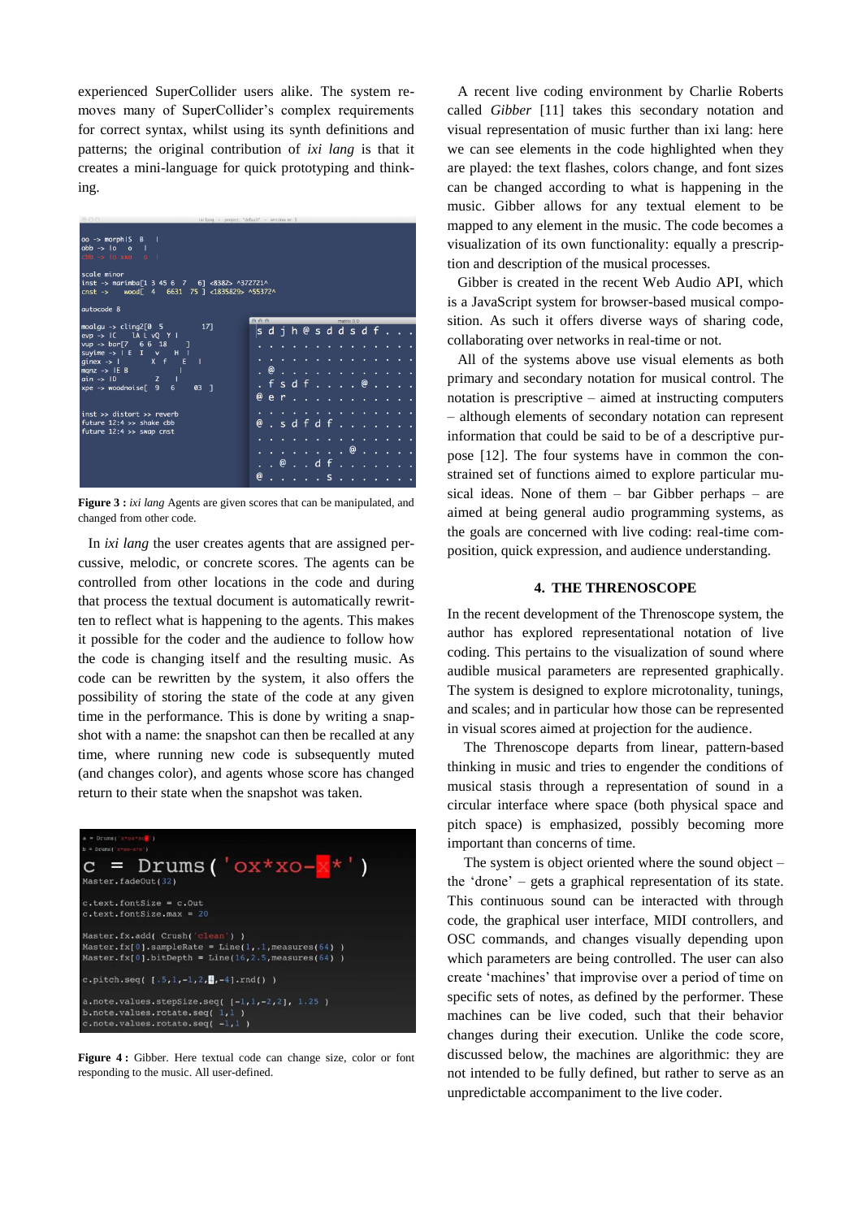experienced SuperCollider users alike. The system removes many of SuperCollider's complex requirements for correct syntax, whilst using its synth definitions and patterns; the original contribution of *ixi lang* is that it creates a mini-language for quick prototyping and thinking.

**Figure 3 :** *ixi lang* Agents are given scores that can be manipulated, and changed from other code.

In *ixi lang* the user creates agents that are assigned percussive, melodic, or concrete scores. The agents can be controlled from other locations in the code and during that process the textual document is automatically rewritten to reflect what is happening to the agents. This makes it possible for the coder and the audience to follow how the code is changing itself and the resulting music. As code can be rewritten by the system, it also offers the possibility of storing the state of the code at any given time in the performance. This is done by writing a snapshot with a name: the snapshot can then be recalled at any time, where running new code is subsequently muted (and changes color), and agents whose score has changed return to their state when the snapshot was taken.

**Figure 4 :** Gibber. Here textual code can change size, color or font responding to the music. All user-defined.

A recent live coding environment by Charlie Roberts called *Gibber* [11] takes this secondary notation and visual representation of music further than ixi lang: here we can see elements in the code highlighted when they are played: the text flashes, colors change, and font sizes can be changed according to what is happening in the music. Gibber allows for any textual element to be mapped to any element in the music. The code becomes a visualization of its own functionality: equally a prescription and description of the musical processes.

Gibber is created in the recent Web Audio API, which is a JavaScript system for browser-based musical composition. As such it offers diverse ways of sharing code, collaborating over networks in real-time or not.

All of the systems above use visual elements as both primary and secondary notation for musical control. The notation is prescriptive – aimed at instructing computers – although elements of secondary notation can represent information that could be said to be of a descriptive purpose [12]. The four systems have in common the constrained set of functions aimed to explore particular musical ideas. None of them – bar Gibber perhaps – are aimed at being general audio programming systems, as the goals are concerned with live coding: real-time composition, quick expression, and audience understanding.

## 4. THE THRENOSCOPE

In the recent development of the Threnoscope system, the author has explored representational notation of live coding. This pertains to the visualization of sound where audible musical parameters are represented graphically. The system is designed to explore microtonality, tunings, and scales; and in particular how those can be represented in visual scores aimed at projection for the audience.

The Threnoscope departs from linear, pattern-based thinking in music and tries to engender the conditions of musical stasis through a representation of sound in a circular interface where space (both physical space and pitch space) is emphasized, possibly becoming more important than concerns of time.

The system is object oriented where the sound object – the 'drone' – gets a graphical representation of its state. This continuous sound can be interacted with through code, the graphical user interface, MIDI controllers, and OSC commands, and changes visually depending upon which parameters are being controlled. The user can also create 'machines' that improvise over a period of time on specific sets of notes, as defined by the performer. These machines can be live coded, such that their behavior changes during their execution. Unlike the code score, discussed below, the machines are algorithmic: they are not intended to be fully defined, but rather to serve as an unpredictable accompaniment to the live coder.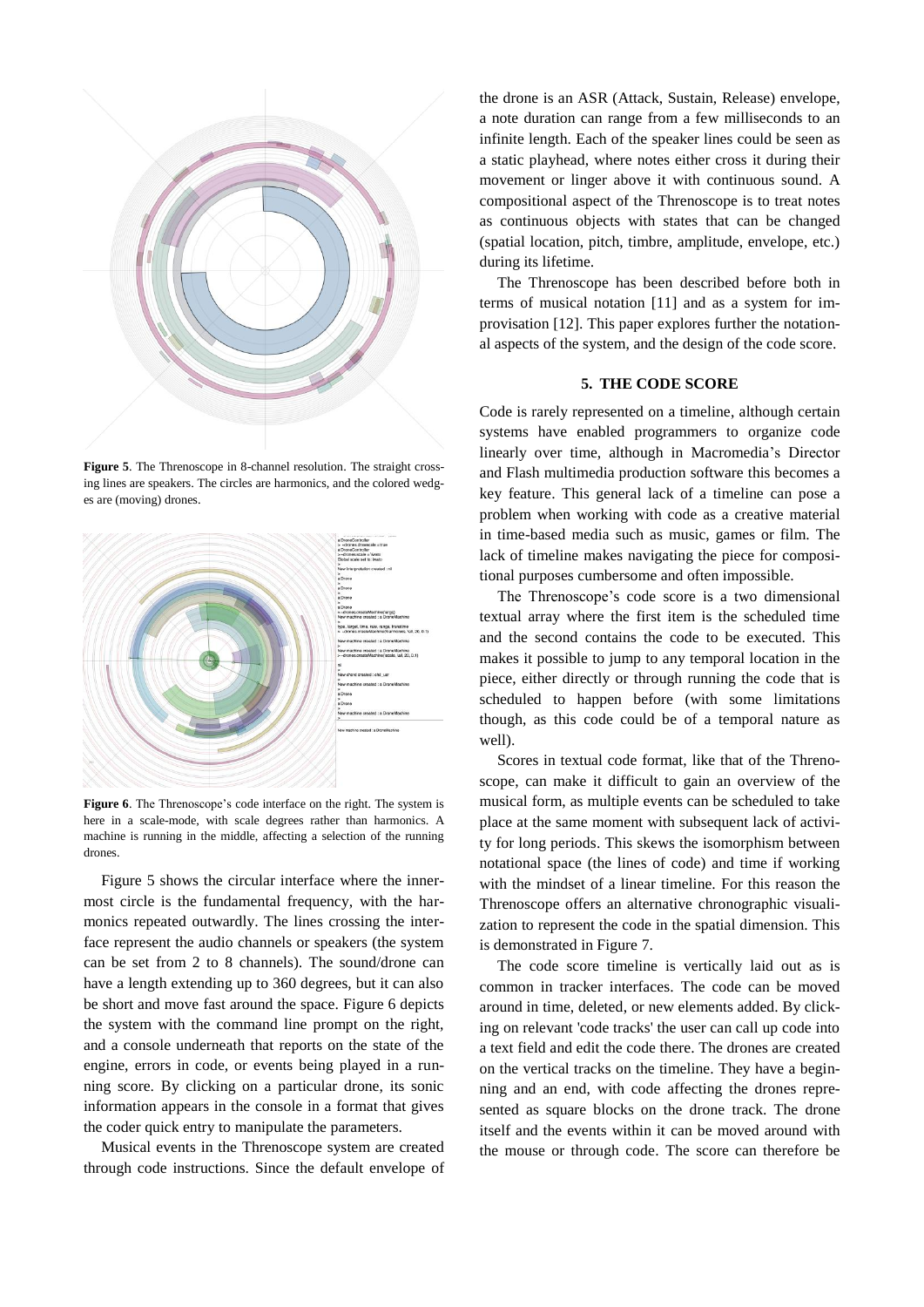**Figure 5**. The Threnoscope in 8-channel resolution. The straight crossing lines are speakers. The circles are harmonics, and the colored wedges are (moving) drones.

**Figure 6**. The Threnoscope's code interface on the right. The system is here in a scale-mode, with scale degrees rather than harmonics. A machine is running in the middle, affecting a selection of the running drones.

Figure 5 shows the circular interface where the innermost circle is the fundamental frequency, with the harmonics repeated outwardly. The lines crossing the interface represent the audio channels or speakers (the system can be set from 2 to 8 channels). The sound/drone can have a length extending up to 360 degrees, but it can also be short and move fast around the space. Figure 6 depicts the system with the command line prompt on the right, and a console underneath that reports on the state of the engine, errors in code, or events being played in a running score. By clicking on a particular drone, its sonic information appears in the console in a format that gives the coder quick entry to manipulate the parameters.

Musical events in the Threnoscope system are created through code instructions. Since the default envelope of the drone is an ASR (Attack, Sustain, Release) envelope, a note duration can range from a few milliseconds to an infinite length. Each of the speaker lines could be seen as a static playhead, where notes either cross it during their movement or linger above it with continuous sound. A compositional aspect of the Threnoscope is to treat notes as continuous objects with states that can be changed (spatial location, pitch, timbre, amplitude, envelope, etc.) during its lifetime.

The Threnoscope has been described before both in terms of musical notation [11] and as a system for improvisation [12]. This paper explores further the notational aspects of the system, and the design of the code score.

## 5. THE CODE SCORE

Code is rarely represented on a timeline, although certain systems have enabled programmers to organize code linearly over time, although in Macromedia's Director and Flash multimedia production software this becomes a key feature. This general lack of a timeline can pose a problem when working with code as a creative material in time-based media such as music, games or film. The lack of timeline makes navigating the piece for compositional purposes cumbersome and often impossible.

The Threnoscope's code score is a two dimensional textual array where the first item is the scheduled time and the second contains the code to be executed. This makes it possible to jump to any temporal location in the piece, either directly or through running the code that is scheduled to happen before (with some limitations though, as this code could be of a temporal nature as well).

Scores in textual code format, like that of the Threnoscope, can make it difficult to gain an overview of the musical form, as multiple events can be scheduled to take place at the same moment with subsequent lack of activity for long periods. This skews the isomorphism between notational space (the lines of code) and time if working with the mindset of a linear timeline. For this reason the Threnoscope offers an alternative chronographic visualization to represent the code in the spatial dimension. This is demonstrated in Figure 7.

The code score timeline is vertically laid out as is common in tracker interfaces. The code can be moved around in time, deleted, or new elements added. By clicking on relevant 'code tracks' the user can call up code into a text field and edit the code there. The drones are created on the vertical tracks on the timeline. They have a beginning and an end, with code affecting the drones represented as square blocks on the drone track. The drone itself and the events within it can be moved around with the mouse or through code. The score can therefore be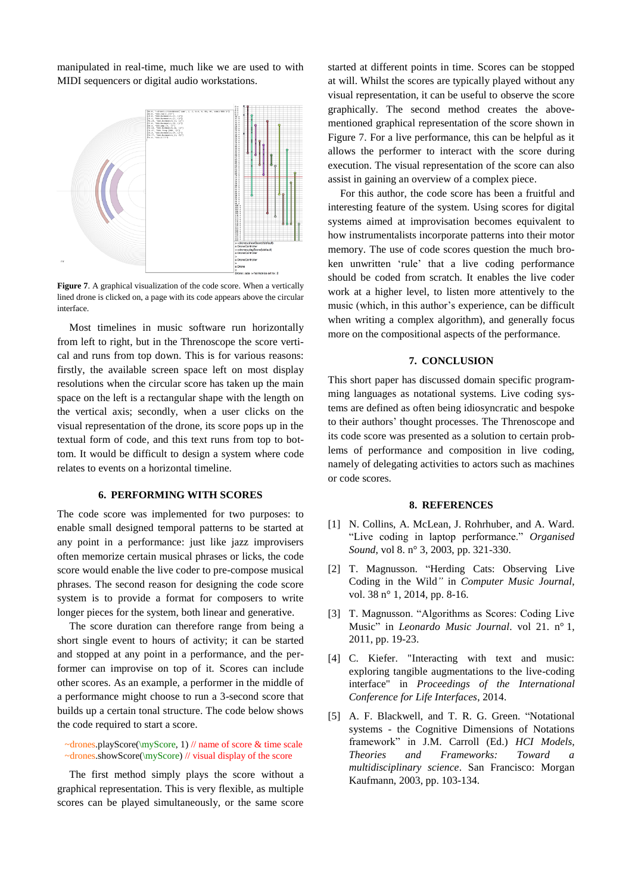manipulated in real-time, much like we are used to with MIDI sequencers or digital audio workstations.

**Figure 7**. A graphical visualization of the code score. When a vertically lined drone is clicked on, a page with its code appears above the circular interface.

Most timelines in music software run horizontally from left to right, but in the Threnoscope the score vertical and runs from top down. This is for various reasons: firstly, the available screen space left on most display resolutions when the circular score has taken up the main space on the left is a rectangular shape with the length on the vertical axis; secondly, when a user clicks on the visual representation of the drone, its score pops up in the textual form of code, and this text runs from top to bottom. It would be difficult to design a system where code relates to events on a horizontal timeline.

## 6. PERFORMING WITH SCORES

The code score was implemented for two purposes: to enable small designed temporal patterns to be started at any point in a performance: just like jazz improvisers often memorize certain musical phrases or licks, the code score would enable the live coder to pre-compose musical phrases. The second reason for designing the code score system is to provide a format for composers to write longer pieces for the system, both linear and generative.

The score duration can therefore range from being a short single event to hours of activity; it can be started and stopped at any point in a performance, and the performer can improvise on top of it. Scores can include other scores. As an example, a performer in the middle of a performance might choose to run a 3-second score that builds up a certain tonal structure. The code below shows the code required to start a score.

```
~drones.playScore(\myScore, 1) // name of score & time scale
~drones.showScore(\myScore) // visual display of the score
```

The first method simply plays the score without a graphical representation. This is very flexible, as multiple scores can be played simultaneously, or the same score started at different points in time. Scores can be stopped at will. Whilst the scores are typically played without any visual representation, it can be useful to observe the score graphically. The second method creates the above-mentioned graphical representation of the score shown in Figure 7. For a live performance, this can be helpful as it allows the performer to interact with the score during execution. The visual representation of the score can also assist in gaining an overview of a complex piece.

For this author, the code score has been a fruitful and interesting feature of the system. Using scores for digital systems aimed at improvisation becomes equivalent to how instrumentalists incorporate patterns into their motor memory. The use of code scores question the much broken unwritten 'rule' that a live coding performance should be coded from scratch. It enables the live coder to work at a higher level, to listen more attentively to the music (which, in this author's experience, can be difficult when writing a complex algorithm), and generally focus more on the compositional aspects of the performance.

## 7. CONCLUSION

This short paper has discussed domain specific programming languages as notational systems. Live coding systems are defined as often being idiosyncratic and bespoke to their authors' thought processes. The Threnoscope and its code score was presented as a solution to certain problems of performance and composition in live coding, namely of delegating activities to actors such as machines or code scores.

## 8. REFERENCES

[1] N. Collins, A. McLean, J. Rohrhuber, and A. Ward. "Live coding in laptop performance." *Organised Sound*, vol 8. n° 3, 2003, pp. 321-330.

[2] T. Magnusson. "Herding Cats: Observing Live Coding in the Wild" in *Computer Music Journal*, vol. 38 n° 1, 2014, pp. 8-16.

[3] T. Magnusson. "Algorithms as Scores: Coding Live Music" in *Leonardo Music Journal*. vol 21. n° 1, 2011, pp. 19-23.

[4] C. Kiefer. "Interacting with text and music: exploring tangible augmentations to the live-coding interface" in *Proceedings of the International Conference for Life Interfaces*, 2014.

[5] A. F. Blackwell, and T. R. G. Green. "Notational systems - the Cognitive Dimensions of Notations framework" in J.M. Carroll (Ed.) *HCI Models, Theories and Frameworks: Toward a multidisciplinary science*. San Francisco: Morgan Kaufmann, 2003, pp. 103-134.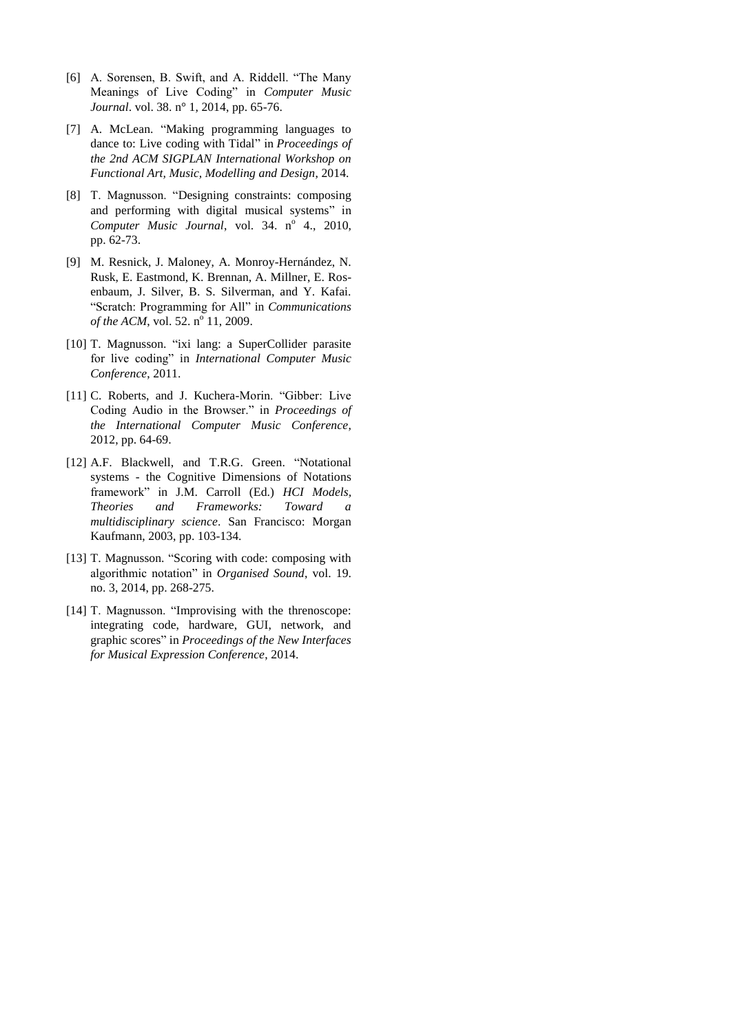[6] A. Sorensen, B. Swift, and A. Riddell. "The Many Meanings of Live Coding" in *Computer Music Journal*. vol. 38. n° 1, 2014, pp. 65-76.

[7] A. McLean. "Making programming languages to dance to: Live coding with Tidal" in *Proceedings of the 2nd ACM SIGPLAN International Workshop on Functional Art, Music, Modelling and Design*, 2014.

[8] T. Magnusson. "Designing constraints: composing and performing with digital musical systems" in *Computer Music Journal*, vol. 34. nº 4., 2010, pp. 62-73.

[9] M. Resnick, J. Maloney, A. Monroy-Hernández, N. Rusk, E. Eastmond, K. Brennan, A. Millner, E. Rosenbaum, J. Silver, B. S. Silverman, and Y. Kafai. "Scratch: Programming for All" in *Communications of the ACM*, vol. 52. nº 11, 2009.

[10] T. Magnusson. "ixi lang: a SuperCollider parasite for live coding" in *International Computer Music Conference*, 2011.

[11] C. Roberts, and J. Kuchera-Morin. "Gibber: Live Coding Audio in the Browser." in *Proceedings of the International Computer Music Conference*, 2012, pp. 64-69.

[12] A.F. Blackwell, and T.R.G. Green. "Notational systems - the Cognitive Dimensions of Notations framework" in J.M. Carroll (Ed.) *HCI Models, Theories and Frameworks: Toward a multidisciplinary science*. San Francisco: Morgan Kaufmann, 2003, pp. 103-134.

[13] T. Magnusson. "Scoring with code: composing with algorithmic notation" in *Organised Sound*, vol. 19. no. 3, 2014, pp. 268-275.

[14] T. Magnusson. "Improvising with the threnoscope: integrating code, hardware, GUI, network, and graphic scores" in *Proceedings of the New Interfaces for Musical Expression Conference*, 2014.